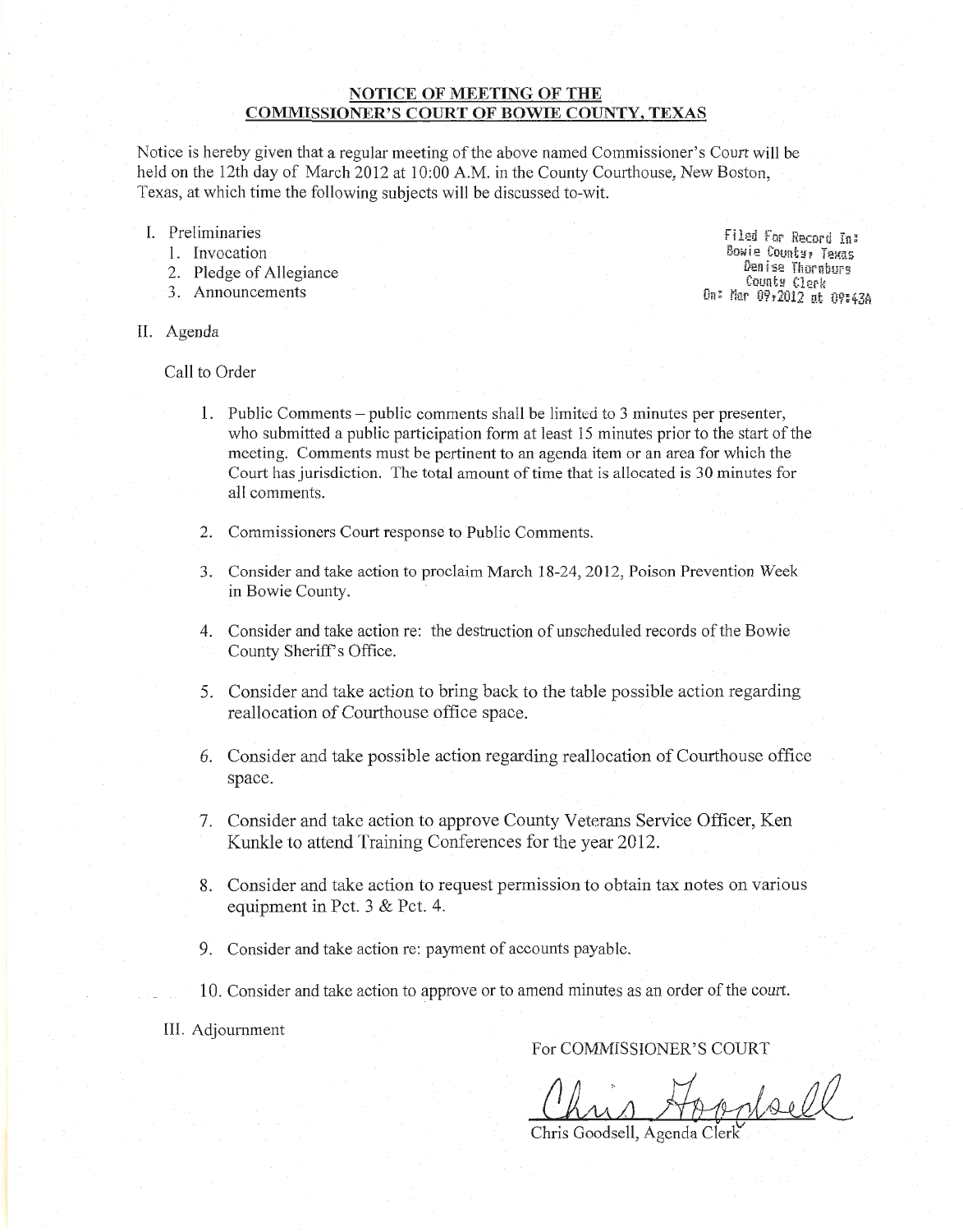# NOTICE OF MEETING OF THE COMMISSIONER'S COURT OF BOWIE COUNTY, TEXAS

Notice is hereby given that a regular meeting of the above named Commissioner's Court will be held on the 12th day of March 2012 at 10:00 A.M. in the County Courthouse, New Boston, Texas, at which time the following subjects will be discussed to-wit.

Filed For Record In:
Bowie County, Texas
Denise Thornburg
County Clerk
On: Mar 09,2012 at 09:43A

I. Preliminaries
   1. Invocation
   2. Pledge of Allegiance
   3. Announcements

II. Agenda

Call to Order

1. Public Comments – public comments shall be limited to 3 minutes per presenter, who submitted a public participation form at least 15 minutes prior to the start of the meeting. Comments must be pertinent to an agenda item or an area for which the Court has jurisdiction. The total amount of time that is allocated is 30 minutes for all comments.

2. Commissioners Court response to Public Comments.

3. Consider and take action to proclaim March 18-24, 2012, Poison Prevention Week in Bowie County.

4. Consider and take action re: the destruction of unscheduled records of the Bowie County Sheriff's Office.

5. Consider and take action to bring back to the table possible action regarding reallocation of Courthouse office space.

6. Consider and take possible action regarding reallocation of Courthouse office space.

7. Consider and take action to approve County Veterans Service Officer, Ken Kunkle to attend Training Conferences for the year 2012.

8. Consider and take action to request permission to obtain tax notes on various equipment in Pct. 3 & Pct. 4.

9. Consider and take action re: payment of accounts payable.

10. Consider and take action to approve or to amend minutes as an order of the court.

III. Adjournment

For COMMISSIONER'S COURT

Chris Goodsell

Chris Goodsell, Agenda Clerk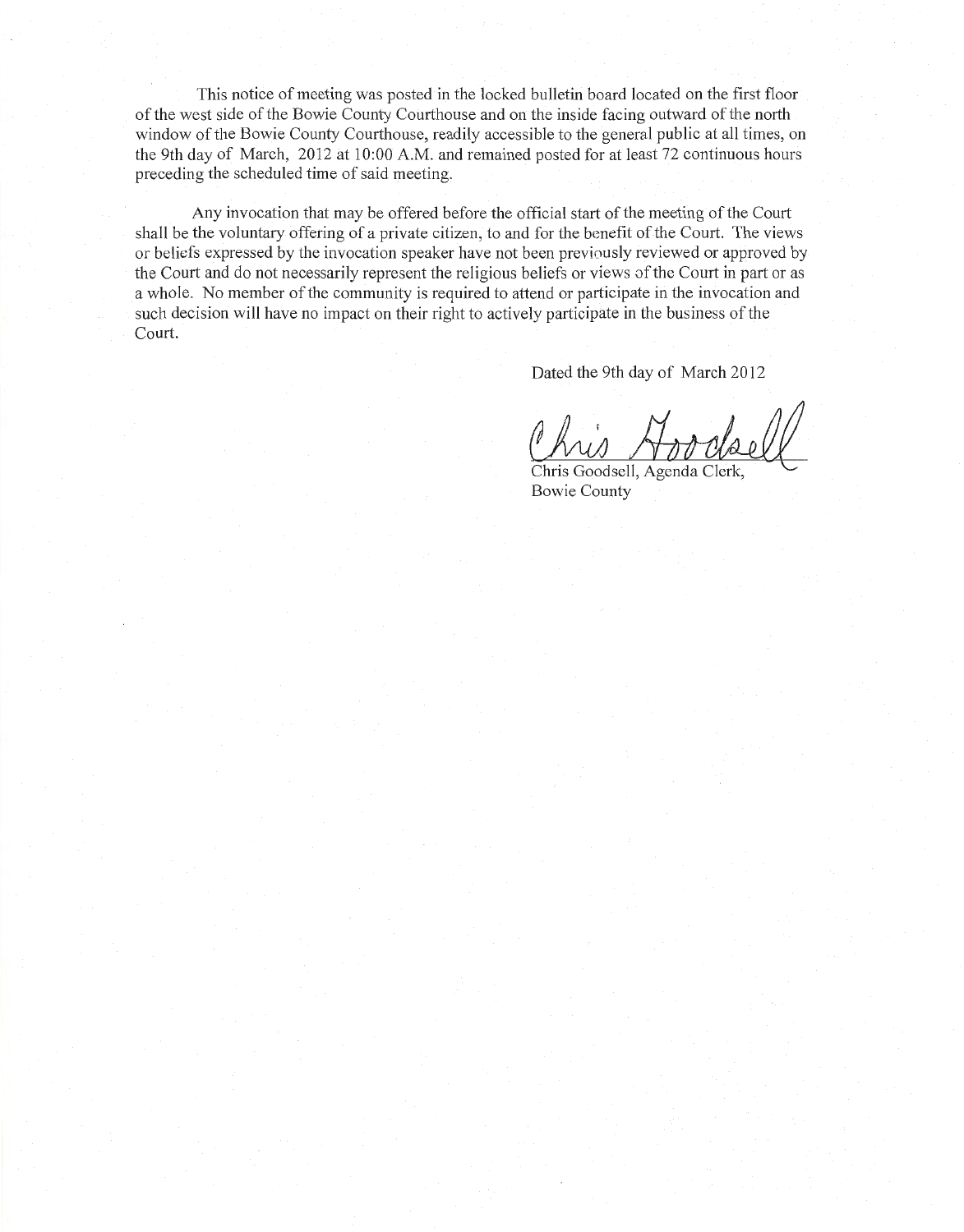This notice of meeting was posted in the locked bulletin board located on the first floor of the west side of the Bowie County Courthouse and on the inside facing outward of the north window of the Bowie County Courthouse, readily accessible to the general public at all times, on the 9th day of March, 2012 at 10:00 A.M. and remained posted for at least 72 continuous hours preceding the scheduled time of said meeting.

Any invocation that may be offered before the official start of the meeting of the Court shall be the voluntary offering of a private citizen, to and for the benefit of the Court. The views or beliefs expressed by the invocation speaker have not been previously reviewed or approved by the Court and do not necessarily represent the religious beliefs or views of the Court in part or as a whole. No member of the community is required to attend or participate in the invocation and such decision will have no impact on their right to actively participate in the business of the Court.

Dated the 9th day of March 2012

Chris Goodsell

Chris Goodsell, Agenda Clerk,
Bowie County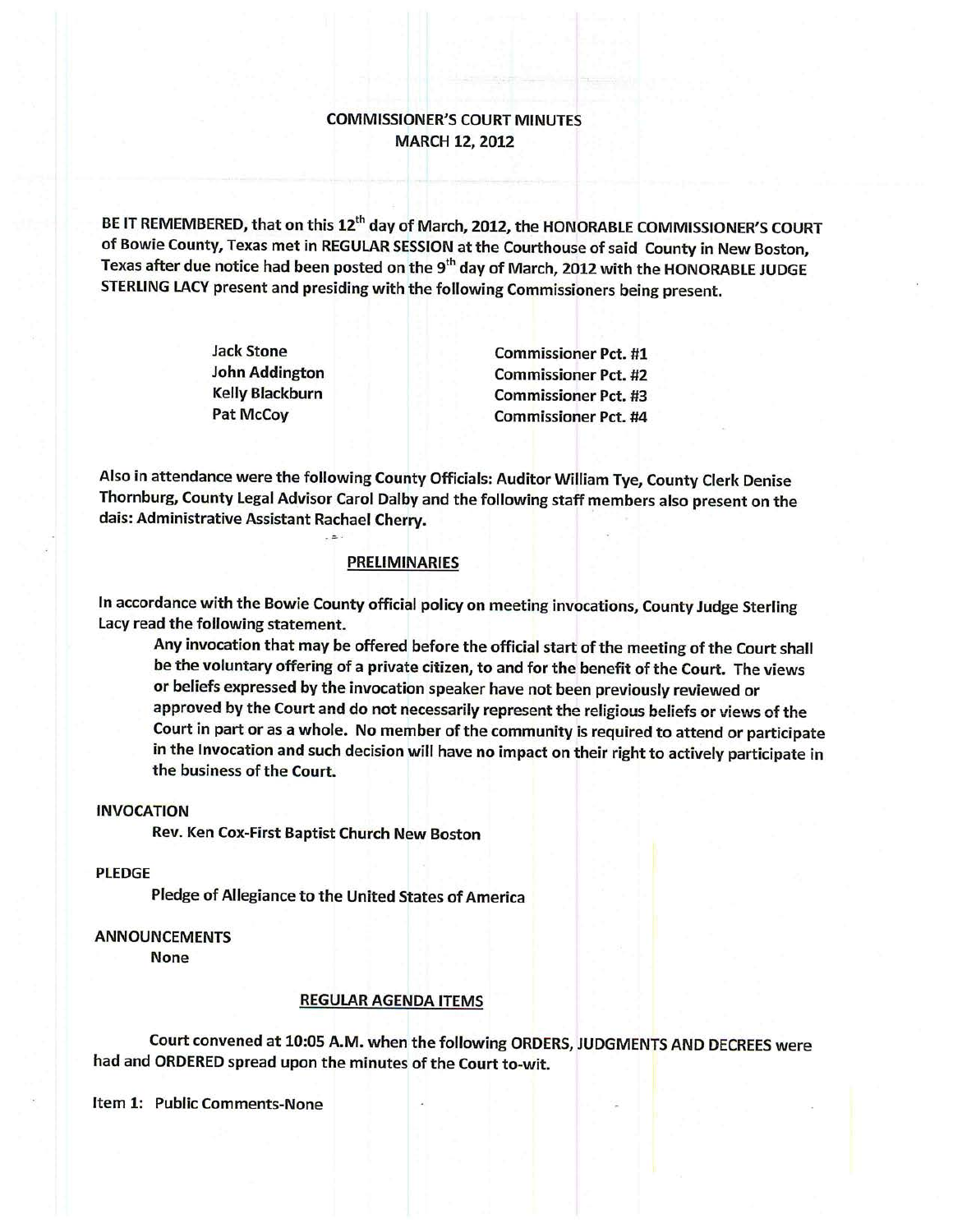# COMMISSIONER'S COURT MINUTES
## MARCH 12, 2012

BE IT REMEMBERED, that on this 12th day of March, 2012, the HONORABLE COMMISSIONER'S COURT of Bowie County, Texas met in REGULAR SESSION at the Courthouse of said County in New Boston, Texas after due notice had been posted on the 9th day of March, 2012 with the HONORABLE JUDGE STERLING LACY present and presiding with the following Commissioners being present.

| | |
|---|---|
| Jack Stone | Commissioner Pct. #1 |
| John Addington | Commissioner Pct. #2 |
| Kelly Blackburn | Commissioner Pct. #3 |
| Pat McCoy | Commissioner Pct. #4 |

Also in attendance were the following County Officials: Auditor William Tye, County Clerk Denise Thornburg, County Legal Advisor Carol Dalby and the following staff members also present on the dais: Administrative Assistant Rachael Cherry.

### PRELIMINARIES

In accordance with the Bowie County official policy on meeting invocations, County Judge Sterling Lacy read the following statement.

> Any invocation that may be offered before the official start of the meeting of the Court shall be the voluntary offering of a private citizen, to and for the benefit of the Court. The views or beliefs expressed by the invocation speaker have not been previously reviewed or approved by the Court and do not necessarily represent the religious beliefs or views of the Court in part or as a whole. No member of the community is required to attend or participate in the Invocation and such decision will have no impact on their right to actively participate in the business of the Court.

INVOCATION

Rev. Ken Cox-First Baptist Church New Boston

PLEDGE

Pledge of Allegiance to the United States of America

ANNOUNCEMENTS

None

### REGULAR AGENDA ITEMS

Court convened at 10:05 A.M. when the following ORDERS, JUDGMENTS AND DECREES were had and ORDERED spread upon the minutes of the Court to-wit.

Item 1: Public Comments-None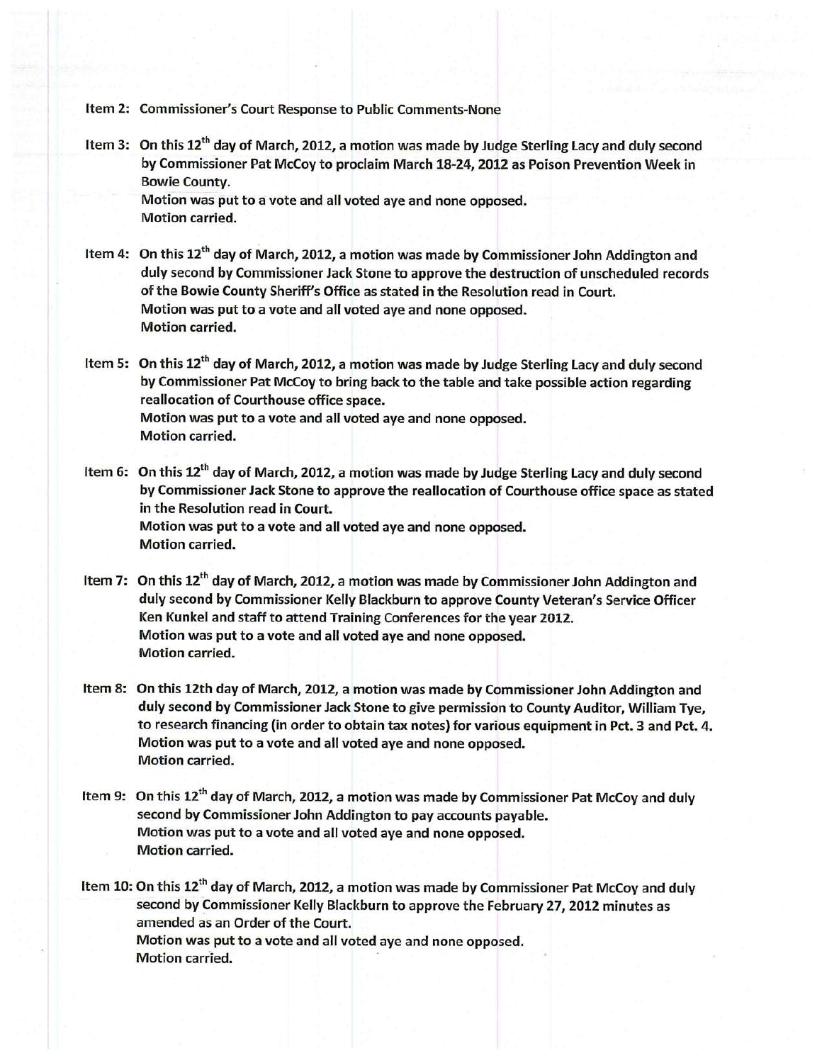Item 2: Commissioner's Court Response to Public Comments-None

Item 3: On this 12th day of March, 2012, a motion was made by Judge Sterling Lacy and duly second by Commissioner Pat McCoy to proclaim March 18-24, 2012 as Poison Prevention Week in Bowie County.
Motion was put to a vote and all voted aye and none opposed.
Motion carried.

Item 4: On this 12th day of March, 2012, a motion was made by Commissioner John Addington and duly second by Commissioner Jack Stone to approve the destruction of unscheduled records of the Bowie County Sheriff's Office as stated in the Resolution read in Court.
Motion was put to a vote and all voted aye and none opposed.
Motion carried.

Item 5: On this 12th day of March, 2012, a motion was made by Judge Sterling Lacy and duly second by Commissioner Pat McCoy to bring back to the table and take possible action regarding reallocation of Courthouse office space.
Motion was put to a vote and all voted aye and none opposed.
Motion carried.

Item 6: On this 12th day of March, 2012, a motion was made by Judge Sterling Lacy and duly second by Commissioner Jack Stone to approve the reallocation of Courthouse office space as stated in the Resolution read in Court.
Motion was put to a vote and all voted aye and none opposed.
Motion carried.

Item 7: On this 12th day of March, 2012, a motion was made by Commissioner John Addington and duly second by Commissioner Kelly Blackburn to approve County Veteran's Service Officer Ken Kunkel and staff to attend Training Conferences for the year 2012.
Motion was put to a vote and all voted aye and none opposed.
Motion carried.

Item 8: On this 12th day of March, 2012, a motion was made by Commissioner John Addington and duly second by Commissioner Jack Stone to give permission to County Auditor, William Tye, to research financing (in order to obtain tax notes) for various equipment in Pct. 3 and Pct. 4.
Motion was put to a vote and all voted aye and none opposed.
Motion carried.

Item 9: On this 12th day of March, 2012, a motion was made by Commissioner Pat McCoy and duly second by Commissioner John Addington to pay accounts payable.
Motion was put to a vote and all voted aye and none opposed.
Motion carried.

Item 10: On this 12th day of March, 2012, a motion was made by Commissioner Pat McCoy and duly second by Commissioner Kelly Blackburn to approve the February 27, 2012 minutes as amended as an Order of the Court.
Motion was put to a vote and all voted aye and none opposed.
Motion carried.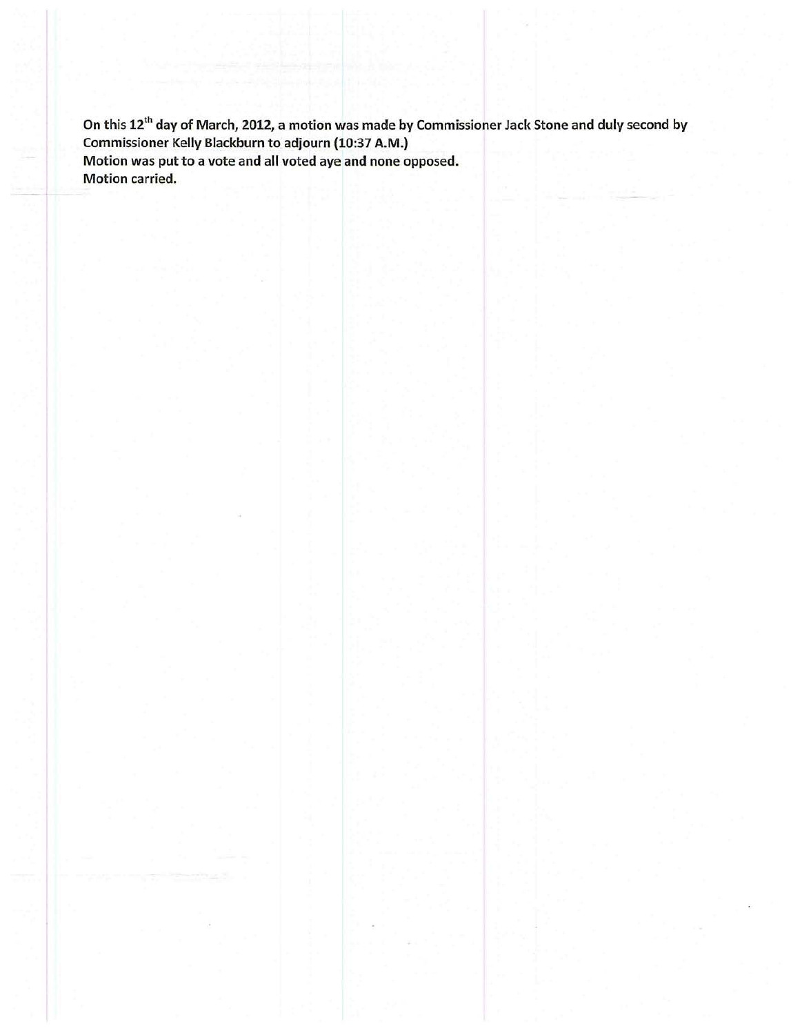**On this 12th day of March, 2012, a motion was made by Commissioner Jack Stone and duly second by Commissioner Kelly Blackburn to adjourn (10:37 A.M.)**
**Motion was put to a vote and all voted aye and none opposed.**
**Motion carried.**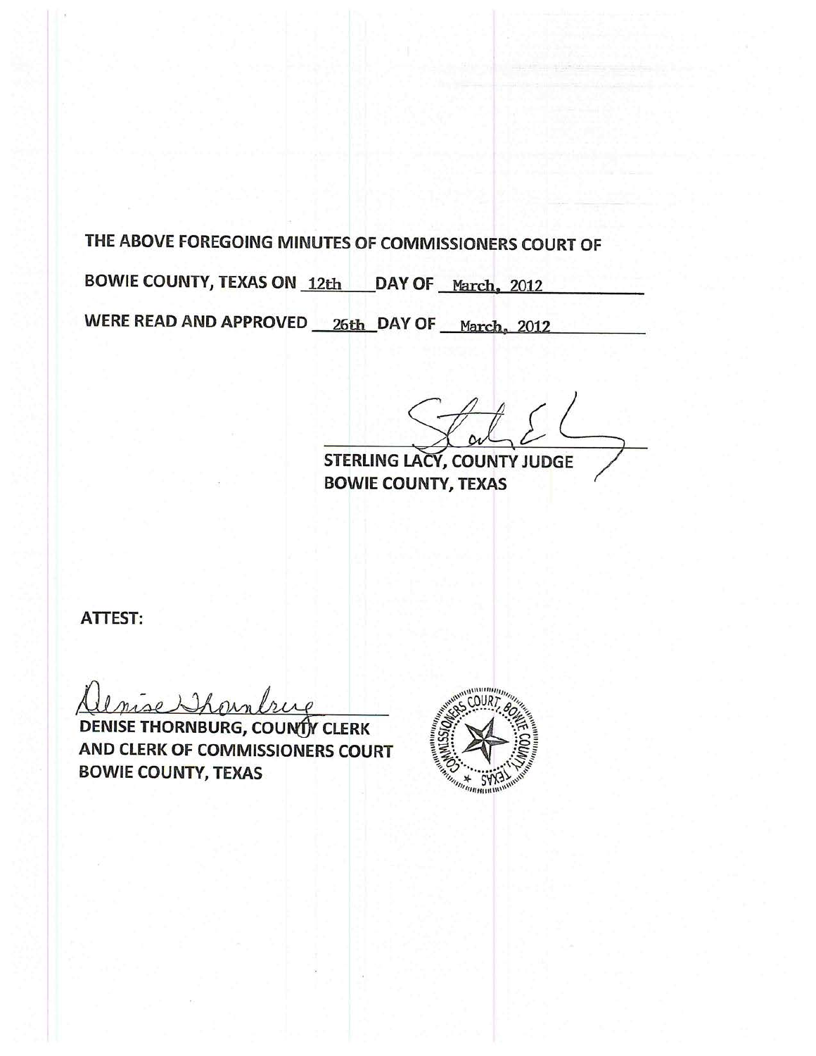THE ABOVE FOREGOING MINUTES OF COMMISSIONERS COURT OF

BOWIE COUNTY, TEXAS ON 12th DAY OF March, 2012

WERE READ AND APPROVED 26th DAY OF March, 2012

STERLING LACY, COUNTY JUDGE
BOWIE COUNTY, TEXAS

ATTEST:

DENISE THORNBURG, COUNTY CLERK
AND CLERK OF COMMISSIONERS COURT
BOWIE COUNTY, TEXAS

COMMISSIONERS COURT, BOWIE COUNTY, TEXAS